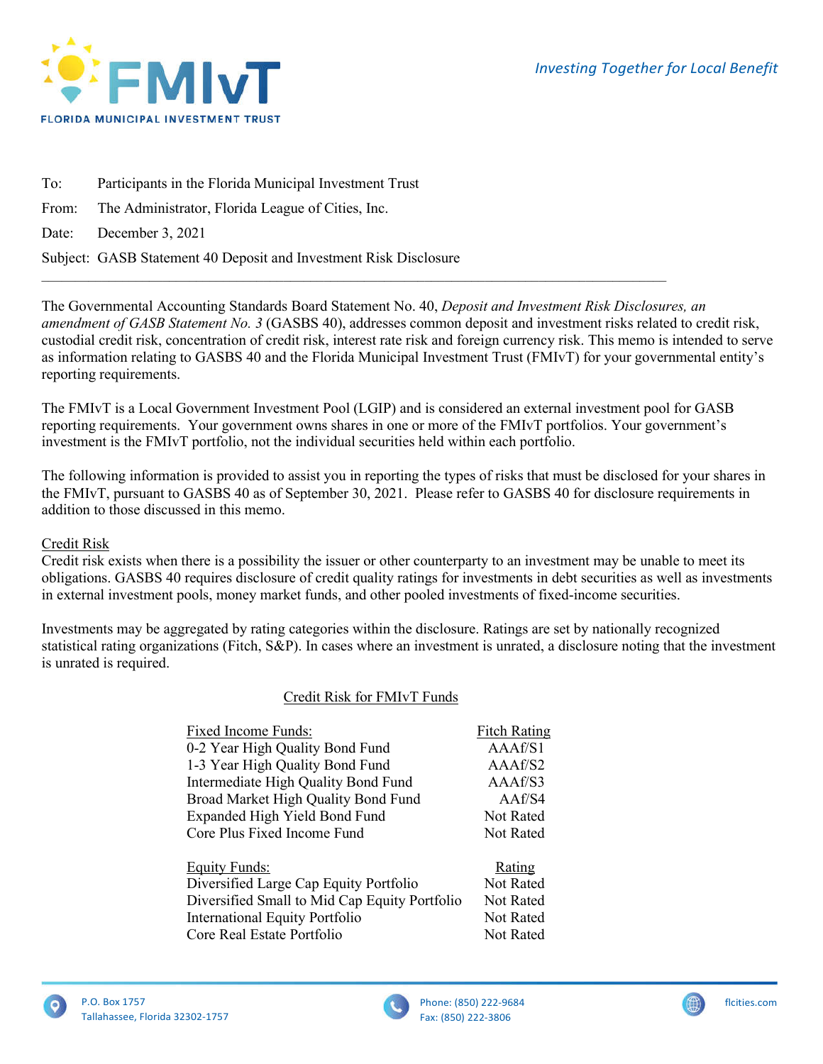FMIvT

FLORIDA MUNICIPAL INVESTMENT TRUST

*Investing Together for Local Benefit*

To: Participants in the Florida Municipal Investment Trust

From: The Administrator, Florida League of Cities, Inc.

Date: December 3, 2021

Subject: GASB Statement 40 Deposit and Investment Risk Disclosure

---

The Governmental Accounting Standards Board Statement No. 40, *Deposit and Investment Risk Disclosures, an amendment of GASB Statement No. 3* (GASBS 40), addresses common deposit and investment risks related to credit risk, custodial credit risk, concentration of credit risk, interest rate risk and foreign currency risk. This memo is intended to serve as information relating to GASBS 40 and the Florida Municipal Investment Trust (FMIvT) for your governmental entity's reporting requirements.

The FMIvT is a Local Government Investment Pool (LGIP) and is considered an external investment pool for GASB reporting requirements. Your government owns shares in one or more of the FMIvT portfolios. Your government's investment is the FMIvT portfolio, not the individual securities held within each portfolio.

The following information is provided to assist you in reporting the types of risks that must be disclosed for your shares in the FMIvT, pursuant to GASBS 40 as of September 30, 2021. Please refer to GASBS 40 for disclosure requirements in addition to those discussed in this memo.

## Credit Risk

Credit risk exists when there is a possibility the issuer or other counterparty to an investment may be unable to meet its obligations. GASBS 40 requires disclosure of credit quality ratings for investments in debt securities as well as investments in external investment pools, money market funds, and other pooled investments of fixed-income securities.

Investments may be aggregated by rating categories within the disclosure. Ratings are set by nationally recognized statistical rating organizations (Fitch, S&P). In cases where an investment is unrated, a disclosure noting that the investment is unrated is required.

### Credit Risk for FMIvT Funds

| Fixed Income Funds: | Fitch Rating |
|---|---|
| 0-2 Year High Quality Bond Fund | AAAf/S1 |
| 1-3 Year High Quality Bond Fund | AAAf/S2 |
| Intermediate High Quality Bond Fund | AAAf/S3 |
| Broad Market High Quality Bond Fund | AAf/S4 |
| Expanded High Yield Bond Fund | Not Rated |
| Core Plus Fixed Income Fund | Not Rated |

| Equity Funds: | Rating |
|---|---|
| Diversified Large Cap Equity Portfolio | Not Rated |
| Diversified Small to Mid Cap Equity Portfolio | Not Rated |
| International Equity Portfolio | Not Rated |
| Core Real Estate Portfolio | Not Rated |

P.O. Box 1757
Tallahassee, Florida 32302-1757

Phone: (850) 222-9684
Fax: (850) 222-3806

flcities.com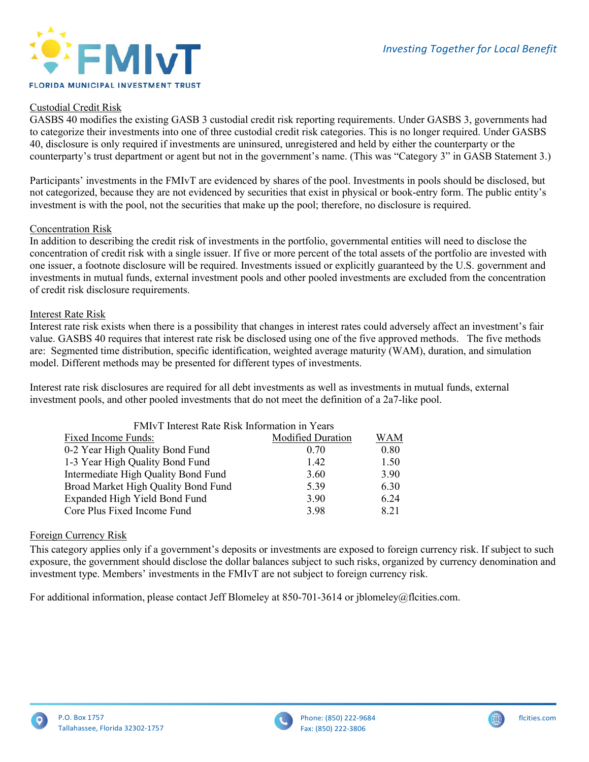Custodial Credit Risk

GASBS 40 modifies the existing GASB 3 custodial credit risk reporting requirements. Under GASBS 3, governments had to categorize their investments into one of three custodial credit risk categories. This is no longer required. Under GASBS 40, disclosure is only required if investments are uninsured, unregistered and held by either the counterparty or the counterparty's trust department or agent but not in the government's name. (This was "Category 3" in GASB Statement 3.)

Participants' investments in the FMIvT are evidenced by shares of the pool. Investments in pools should be disclosed, but not categorized, because they are not evidenced by securities that exist in physical or book-entry form. The public entity's investment is with the pool, not the securities that make up the pool; therefore, no disclosure is required.

Concentration Risk

In addition to describing the credit risk of investments in the portfolio, governmental entities will need to disclose the concentration of credit risk with a single issuer. If five or more percent of the total assets of the portfolio are invested with one issuer, a footnote disclosure will be required. Investments issued or explicitly guaranteed by the U.S. government and investments in mutual funds, external investment pools and other pooled investments are excluded from the concentration of credit risk disclosure requirements.

Interest Rate Risk

Interest rate risk exists when there is a possibility that changes in interest rates could adversely affect an investment's fair value. GASBS 40 requires that interest rate risk be disclosed using one of the five approved methods. The five methods are: Segmented time distribution, specific identification, weighted average maturity (WAM), duration, and simulation model. Different methods may be presented for different types of investments.

Interest rate risk disclosures are required for all debt investments as well as investments in mutual funds, external investment pools, and other pooled investments that do not meet the definition of a 2a7-like pool.

FMIvT Interest Rate Risk Information in Years

| Fixed Income Funds: | Modified Duration | WAM |
|---|---|---|
| 0-2 Year High Quality Bond Fund | 0.70 | 0.80 |
| 1-3 Year High Quality Bond Fund | 1.42 | 1.50 |
| Intermediate High Quality Bond Fund | 3.60 | 3.90 |
| Broad Market High Quality Bond Fund | 5.39 | 6.30 |
| Expanded High Yield Bond Fund | 3.90 | 6.24 |
| Core Plus Fixed Income Fund | 3.98 | 8.21 |

Foreign Currency Risk

This category applies only if a government's deposits or investments are exposed to foreign currency risk. If subject to such exposure, the government should disclose the dollar balances subject to such risks, organized by currency denomination and investment type. Members' investments in the FMIvT are not subject to foreign currency risk.

For additional information, please contact Jeff Blomeley at 850-701-3614 or jblomeley@flcities.com.